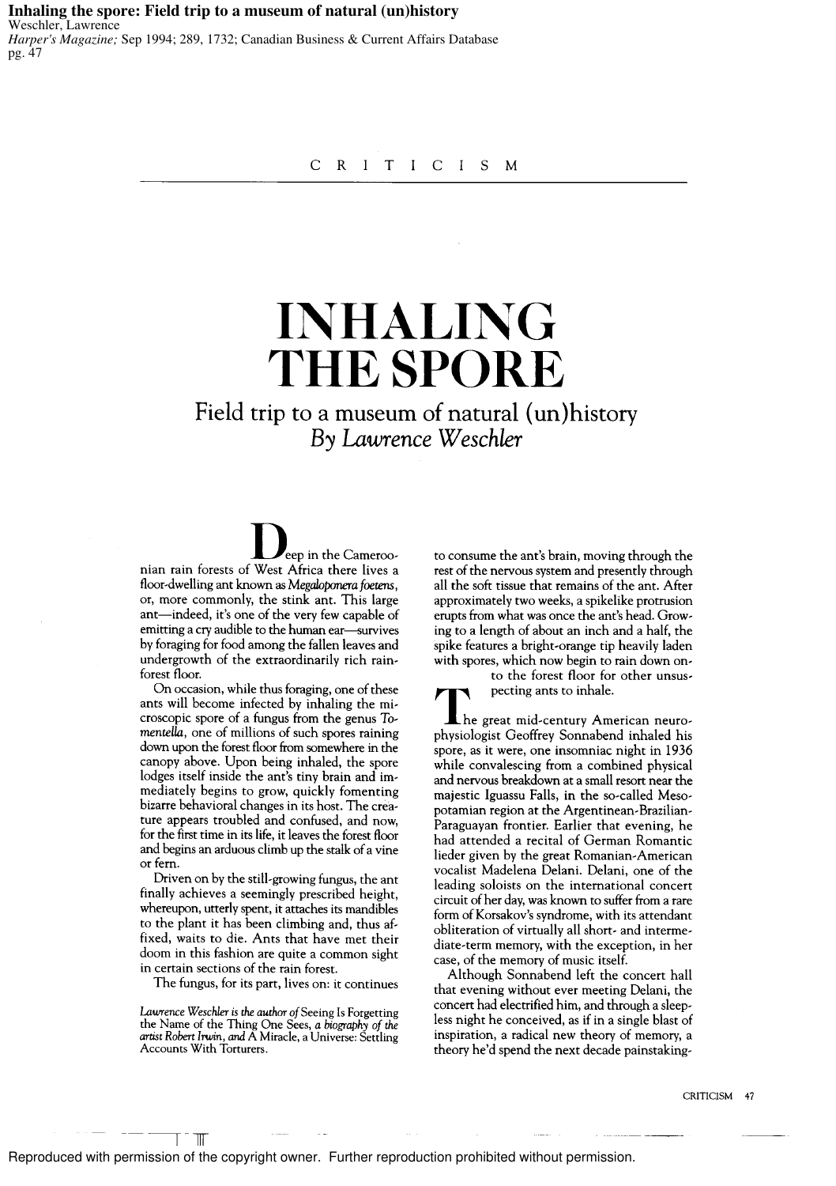**Inhaling the spore: Field trip to a museum of natural (un)history**
Weschler, Lawrence
*Harper's Magazine;* Sep 1994; 289, 1732; Canadian Business & Current Affairs Database
pg. 47

CRITICISM

# INHALING THE SPORE

## Field trip to a museum of natural (un)history

### *By Lawrence Weschler*

Deep in the Cameroonian rain forests of West Africa there lives a floor-dwelling ant known as *Megaloponera foetens*, or, more commonly, the stink ant. This large ant—indeed, it's one of the very few capable of emitting a cry audible to the human ear—survives by foraging for food among the fallen leaves and undergrowth of the extraordinarily rich rain-forest floor.

On occasion, while thus foraging, one of these ants will become infected by inhaling the microscopic spore of a fungus from the genus *Tomentella*, one of millions of such spores raining down upon the forest floor from somewhere in the canopy above. Upon being inhaled, the spore lodges itself inside the ant's tiny brain and immediately begins to grow, quickly fomenting bizarre behavioral changes in its host. The creature appears troubled and confused, and now, for the first time in its life, it leaves the forest floor and begins an arduous climb up the stalk of a vine or fern.

Driven on by the still-growing fungus, the ant finally achieves a seemingly prescribed height, whereupon, utterly spent, it attaches its mandibles to the plant it has been climbing and, thus affixed, waits to die. Ants that have met their doom in this fashion are quite a common sight in certain sections of the rain forest.

The fungus, for its part, lives on: it continues to consume the ant's brain, moving through the rest of the nervous system and presently through all the soft tissue that remains of the ant. After approximately two weeks, a spikelike protrusion erupts from what was once the ant's head. Growing to a length of about an inch and a half, the spike features a bright-orange tip heavily laden with spores, which now begin to rain down onto the forest floor for other unsuspecting ants to inhale.

The great mid-century American neurophysiologist Geoffrey Sonnabend inhaled his spore, as it were, one insomniac night in 1936 while convalescing from a combined physical and nervous breakdown at a small resort near the majestic Iguassu Falls, in the so-called Mesopotamian region at the Argentinean-Brazilian-Paraguayan frontier. Earlier that evening, he had attended a recital of German Romantic lieder given by the great Romanian-American vocalist Madelena Delani. Delani, one of the leading soloists on the international concert circuit of her day, was known to suffer from a rare form of Korsakov's syndrome, with its attendant obliteration of virtually all short- and intermediate-term memory, with the exception, in her case, of the memory of music itself.

Although Sonnabend left the concert hall that evening without ever meeting Delani, the concert had electrified him, and through a sleepless night he conceived, as if in a single blast of inspiration, a radical new theory of memory, a theory he'd spend the next decade painstaking-

*Lawrence Weschler is the author of* Seeing Is Forgetting the Name of the Thing One Sees, *a biography of the artist Robert Irwin, and* A Miracle, a Universe: Settling Accounts With Torturers.

Reproduced with permission of the copyright owner. Further reproduction prohibited without permission.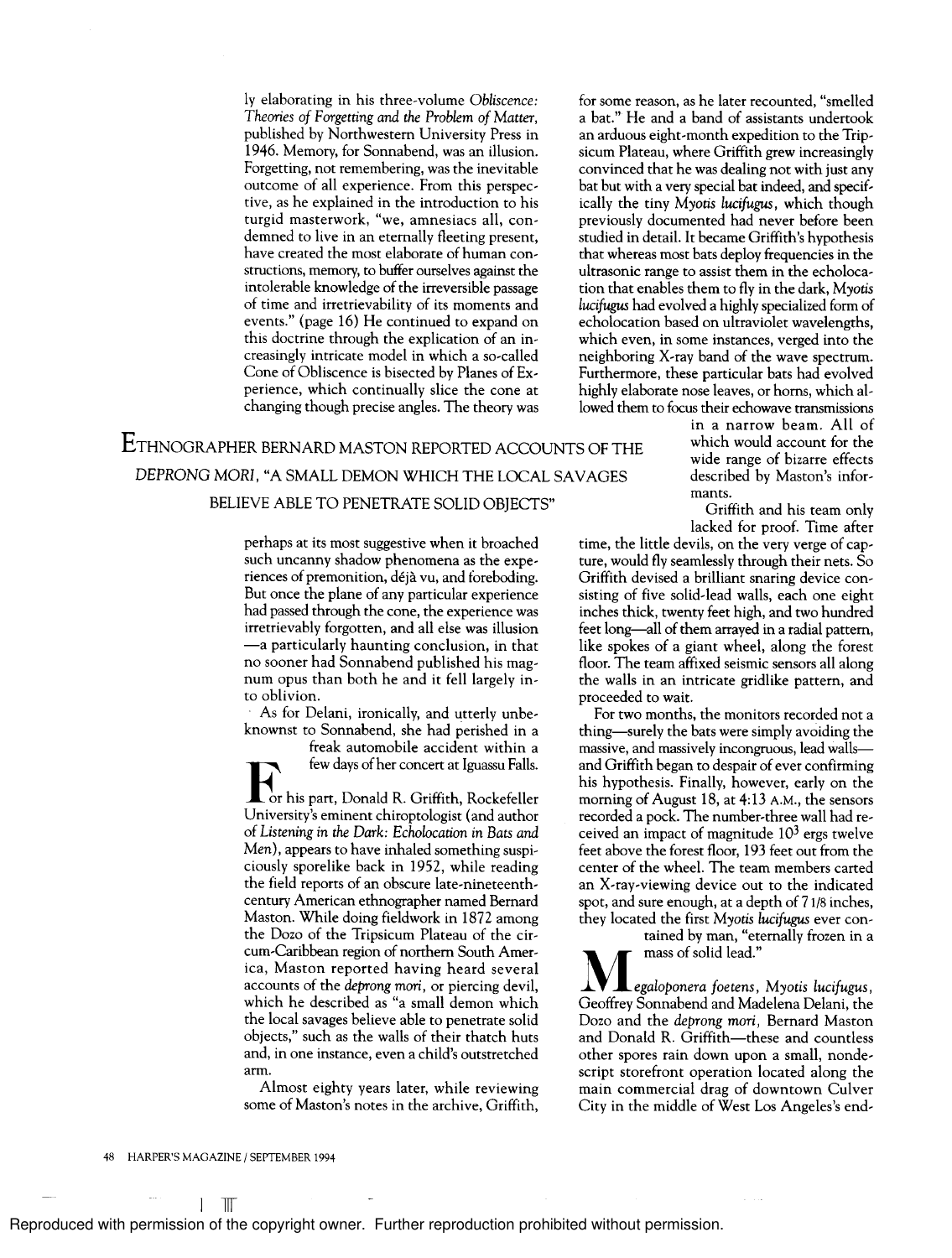ly elaborating in his three-volume *Obliscence: Theories of Forgetting and the Problem of Matter*, published by Northwestern University Press in 1946. Memory, for Sonnabend, was an illusion. Forgetting, not remembering, was the inevitable outcome of all experience. From this perspective, as he explained in the introduction to his turgid masterwork, "we, amnesiacs all, condemned to live in an eternally fleeting present, have created the most elaborate of human constructions, memory, to buffer ourselves against the intolerable knowledge of the irreversible passage of time and irretrievability of its moments and events." (page 16) He continued to expand on this doctrine through the explication of an increasingly intricate model in which a so-called Cone of Obliscence is bisected by Planes of Experience, which continually slice the cone at changing though precise angles. The theory was perhaps at its most suggestive when it broached such uncanny shadow phenomena as the experiences of premonition, déjà vu, and foreboding. But once the plane of any particular experience had passed through the cone, the experience was irretrievably forgotten, and all else was illusion —a particularly haunting conclusion, in that no sooner had Sonnabend published his magnum opus than both he and it fell largely into oblivion.

As for Delani, ironically, and utterly unbeknownst to Sonnabend, she had perished in a freak automobile accident within a few days of her concert at Iguassu Falls.

For his part, Donald R. Griffith, Rockefeller University's eminent chiropterologist (and author of *Listening in the Dark: Echolocation in Bats and Men*), appears to have inhaled something suspiciously sporelike back in 1952, while reading the field reports of an obscure late-nineteenth-century American ethnographer named Bernard Maston. While doing fieldwork in 1872 among the Dozo of the Tripsicum Plateau of the circum-Caribbean region of northern South America, Maston reported having heard several accounts of the *deprong mori*, or piercing devil, which he described as "a small demon which the local savages believe able to penetrate solid objects," such as the walls of their thatch huts and, in one instance, even a child's outstretched arm.

Almost eighty years later, while reviewing some of Maston's notes in the archive, Griffith, for some reason, as he later recounted, "smelled a bat." He and a band of assistants undertook an arduous eight-month expedition to the Tripsicum Plateau, where Griffith grew increasingly convinced that he was dealing not with just any bat but with a very special bat indeed, and specifically the tiny *Myotis lucifugus*, which though previously documented had never before been studied in detail. It became Griffith's hypothesis that whereas most bats deploy frequencies in the ultrasonic range to assist them in the echolocation that enables them to fly in the dark, *Myotis lucifugus* had evolved a highly specialized form of echolocation based on ultraviolet wavelengths, which even, in some instances, verged into the neighboring X-ray band of the wave spectrum. Furthermore, these particular bats had evolved highly elaborate nose leaves, or horns, which allowed them to focus their echowave transmissions in a narrow beam. All of which would account for the wide range of bizarre effects described by Maston's informants.

ETHNOGRAPHER BERNARD MASTON REPORTED ACCOUNTS OF THE *DEPRONG MORI*, "A SMALL DEMON WHICH THE LOCAL SAVAGES BELIEVE ABLE TO PENETRATE SOLID OBJECTS"

Griffith and his team only lacked for proof. Time after time, the little devils, on the very verge of capture, would fly seamlessly through their nets. So Griffith devised a brilliant snaring device consisting of five solid-lead walls, each one eight inches thick, twenty feet high, and two hundred feet long—all of them arrayed in a radial pattern, like spokes of a giant wheel, along the forest floor. The team affixed seismic sensors all along the walls in an intricate gridlike pattern, and proceeded to wait.

For two months, the monitors recorded not a thing—surely the bats were simply avoiding the massive, and massively incongruous, lead walls—and Griffith began to despair of ever confirming his hypothesis. Finally, however, early on the morning of August 18, at 4:13 A.M., the sensors recorded a pock. The number-three wall had received an impact of magnitude $10^3$ ergs twelve feet above the forest floor, 193 feet out from the center of the wheel. The team members carted an X-ray-viewing device out to the indicated spot, and sure enough, at a depth of 7 1/8 inches, they located the first *Myotis lucifugus* ever contained by man, "eternally frozen in a mass of solid lead."

*Megaloponera foetens*, *Myotis lucifugus*, Geoffrey Sonnabend and Madelena Delani, the Dozo and the *deprong mori*, Bernard Maston and Donald R. Griffith—these and countless other spores rain down upon a small, nondescript storefront operation located along the main commercial drag of downtown Culver City in the middle of West Los Angeles's end-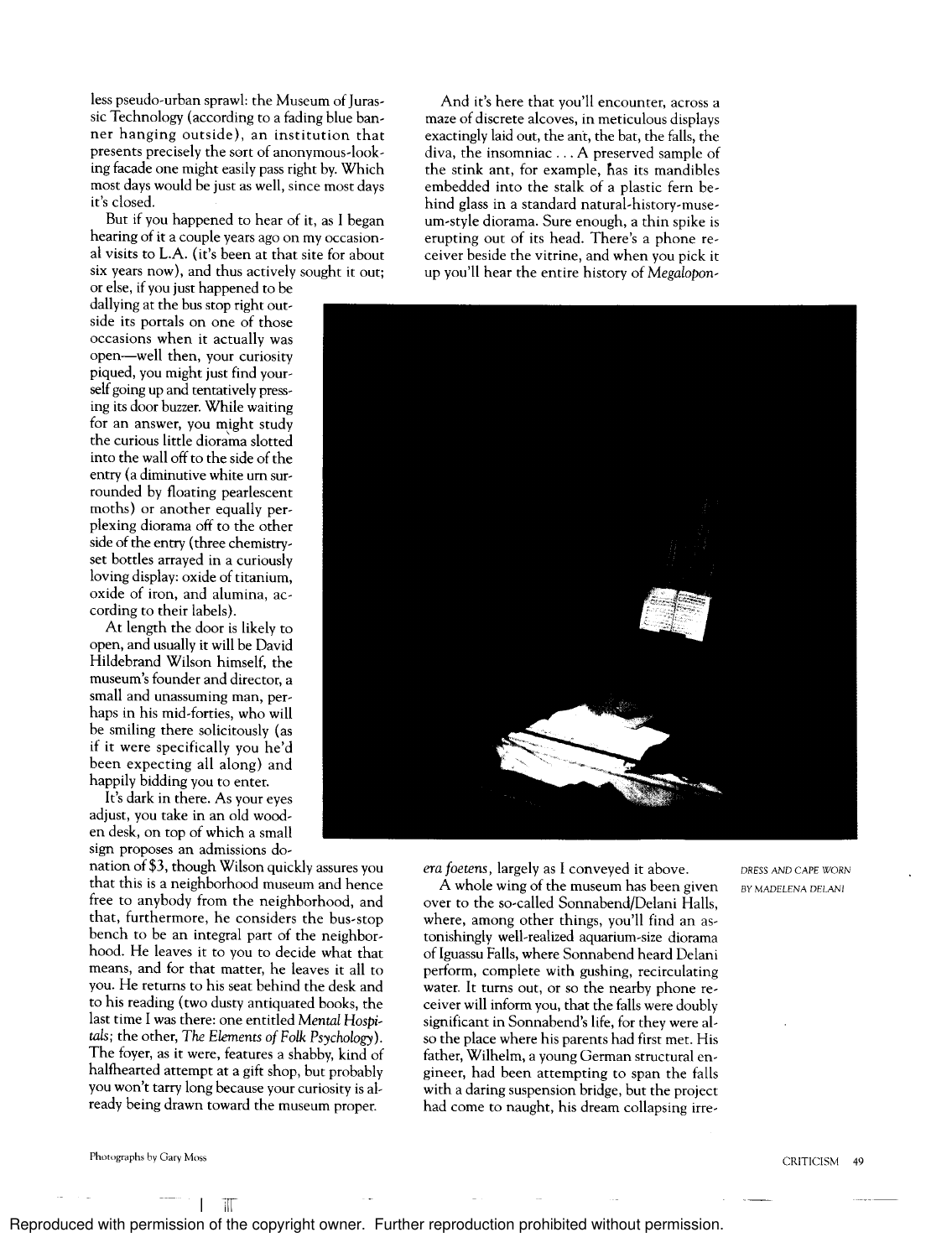less pseudo-urban sprawl: the Museum of Jurassic Technology (according to a fading blue banner hanging outside), an institution that presents precisely the sort of anonymous-looking facade one might easily pass right by. Which most days would be just as well, since most days it's closed.

But if you happened to hear of it, as I began hearing of it a couple years ago on my occasional visits to L.A. (it's been at that site for about six years now), and thus actively sought it out; or else, if you just happened to be dallying at the bus stop right outside its portals on one of those occasions when it actually was open—well then, your curiosity piqued, you might just find yourself going up and tentatively pressing its door buzzer. While waiting for an answer, you might study the curious little diorama slotted into the wall off to the side of the entry (a diminutive white urn surrounded by floating pearlescent moths) or another equally perplexing diorama off to the other side of the entry (three chemistry-set bottles arrayed in a curiously loving display: oxide of titanium, oxide of iron, and alumina, according to their labels).

At length the door is likely to open, and usually it will be David Hildebrand Wilson himself, the museum's founder and director, a small and unassuming man, perhaps in his mid-forties, who will be smiling there solicitously (as if it were specifically you he'd been expecting all along) and happily bidding you to enter.

It's dark in there. As your eyes adjust, you take in an old wooden desk, on top of which a small sign proposes an admissions donation of $3, though Wilson quickly assures you that this is a neighborhood museum and hence free to anybody from the neighborhood, and that, furthermore, he considers the bus-stop bench to be an integral part of the neighborhood. He leaves it to you to decide what that means, and for that matter, he leaves it all to you. He returns to his seat behind the desk and to his reading (two dusty antiquated books, the last time I was there: one entitled *Mental Hospitals*; the other, *The Elements of Folk Psychology*). The foyer, as it were, features a shabby, kind of halfhearted attempt at a gift shop, but probably you won't tarry long because your curiosity is already being drawn toward the museum proper.

And it's here that you'll encounter, across a maze of discrete alcoves, in meticulous displays exactingly laid out, the ant, the bat, the falls, the diva, the insomniac . . . A preserved sample of the stink ant, for example, has its mandibles embedded into the stalk of a plastic fern behind glass in a standard natural-history-museum-style diorama. Sure enough, a thin spike is erupting out of its head. There's a phone receiver beside the vitrine, and when you pick it up you'll hear the entire history of *Megaloponera foetens*, largely as I conveyed it above.

A whole wing of the museum has been given over to the so-called Sonnabend/Delani Halls, where, among other things, you'll find an astonishingly well-realized aquarium-size diorama of Iguassu Falls, where Sonnabend heard Delani perform, complete with gushing, recirculating water. It turns out, or so the nearby phone receiver will inform you, that the falls were doubly significant in Sonnabend's life, for they were also the place where his parents had first met. His father, Wilhelm, a young German structural engineer, had been attempting to span the falls with a daring suspension bridge, but the project had come to naught, his dream collapsing irre-

DRESS AND CAPE WORN BY MADELENA DELANI

Photographs by Gary Moss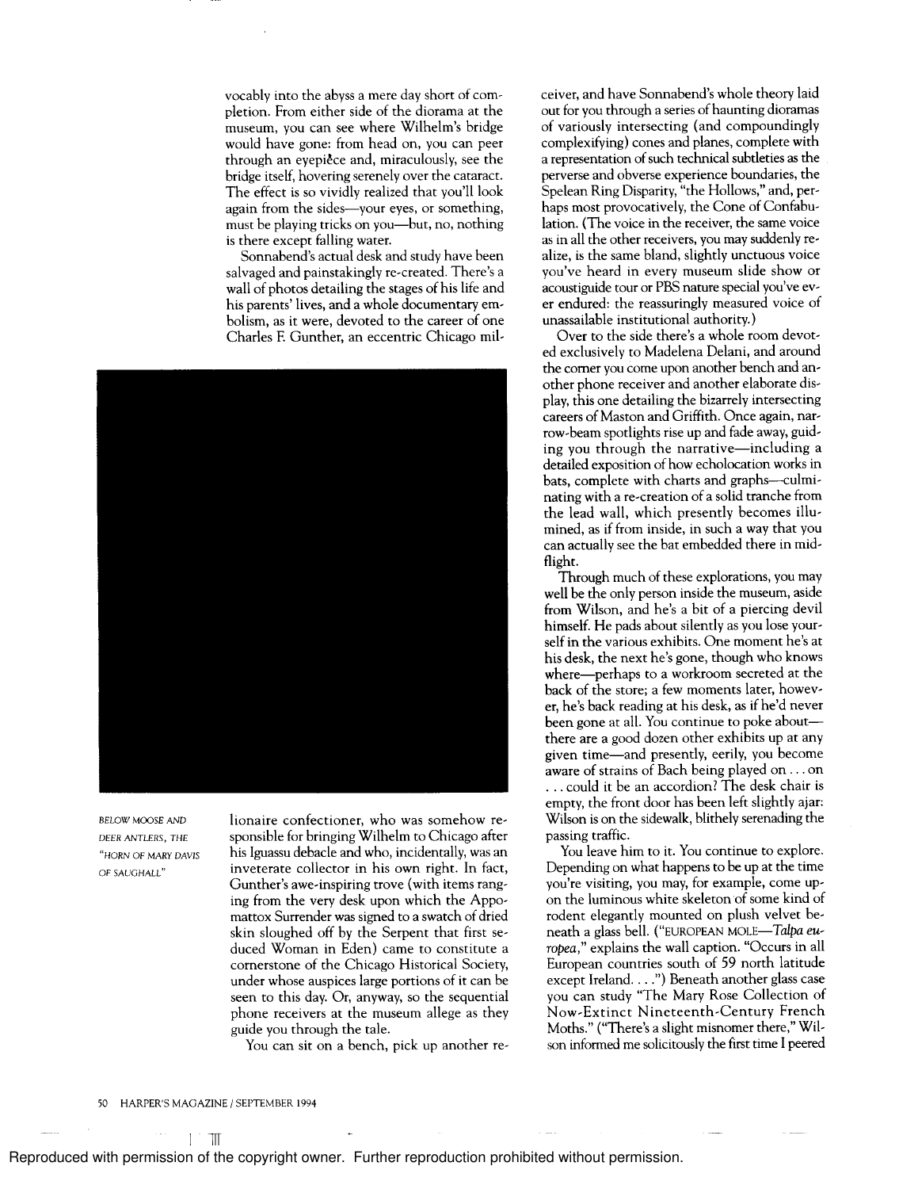vocably into the abyss a mere day short of completion. From either side of the diorama at the museum, you can see where Wilhelm's bridge would have gone: from head on, you can peer through an eyepiece and, miraculously, see the bridge itself, hovering serenely over the cataract. The effect is so vividly realized that you'll look again from the sides—your eyes, or something, must be playing tricks on you—but, no, nothing is there except falling water.

Sonnabend's actual desk and study have been salvaged and painstakingly re-created. There's a wall of photos detailing the stages of his life and his parents' lives, and a whole documentary embolism, as it were, devoted to the career of one Charles F. Gunther, an eccentric Chicago millionaire confectioner, who was somehow responsible for bringing Wilhelm to Chicago after his Iguassu debacle and who, incidentally, was an inveterate collector in his own right. In fact, Gunther's awe-inspiring trove (with items ranging from the very desk upon which the Appomattox Surrender was signed to a swatch of dried skin sloughed off by the Serpent that first seduced Woman in Eden) came to constitute a cornerstone of the Chicago Historical Society, under whose auspices large portions of it can be seen to this day. Or, anyway, so the sequential phone receivers at the museum allege as they guide you through the tale.

BELOW MOOSE AND DEER ANTLERS, THE "HORN OF MARY DAVIS OF SAUGHALL"

You can sit on a bench, pick up another receiver, and have Sonnabend's whole theory laid out for you through a series of haunting dioramas of variously intersecting (and compoundingly complexifying) cones and planes, complete with a representation of such technical subtleties as the perverse and obverse experience boundaries, the Spelean Ring Disparity, "the Hollows," and, perhaps most provocatively, the Cone of Confabulation. (The voice in the receiver, the same voice as in all the other receivers, you may suddenly realize, is the same bland, slightly unctuous voice you've heard in every museum slide show or acoustiguide tour or PBS nature special you've ever endured: the reassuringly measured voice of unassailable institutional authority.)

Over to the side there's a whole room devoted exclusively to Madelena Delani, and around the corner you come upon another bench and another phone receiver and another elaborate display, this one detailing the bizarrely intersecting careers of Maston and Griffith. Once again, narrow-beam spotlights rise up and fade away, guiding you through the narrative—including a detailed exposition of how echolocation works in bats, complete with charts and graphs—culminating with a re-creation of a solid tranche from the lead wall, which presently becomes illumined, as if from inside, in such a way that you can actually see the bat embedded there in midflight.

Through much of these explorations, you may well be the only person inside the museum, aside from Wilson, and he's a bit of a piercing devil himself. He pads about silently as you lose yourself in the various exhibits. One moment he's at his desk, the next he's gone, though who knows where—perhaps to a workroom secreted at the back of the store; a few moments later, however, he's back reading at his desk, as if he'd never been gone at all. You continue to poke about—there are a good dozen other exhibits up at any given time—and presently, eerily, you become aware of strains of Bach being played on . . . on . . . could it be an accordion? The desk chair is empty, the front door has been left slightly ajar: Wilson is on the sidewalk, blithely serenading the passing traffic.

You leave him to it. You continue to explore. Depending on what happens to be up at the time you're visiting, you may, for example, come upon the luminous white skeleton of some kind of rodent elegantly mounted on plush velvet beneath a glass bell. ("EUROPEAN MOLE—*Talpa europea*," explains the wall caption. "Occurs in all European countries south of 59 north latitude except Ireland. . . .") Beneath another glass case you can study "The Mary Rose Collection of Now-Extinct Nineteenth-Century French Moths." ("There's a slight misnomer there," Wilson informed me solicitously the first time I peered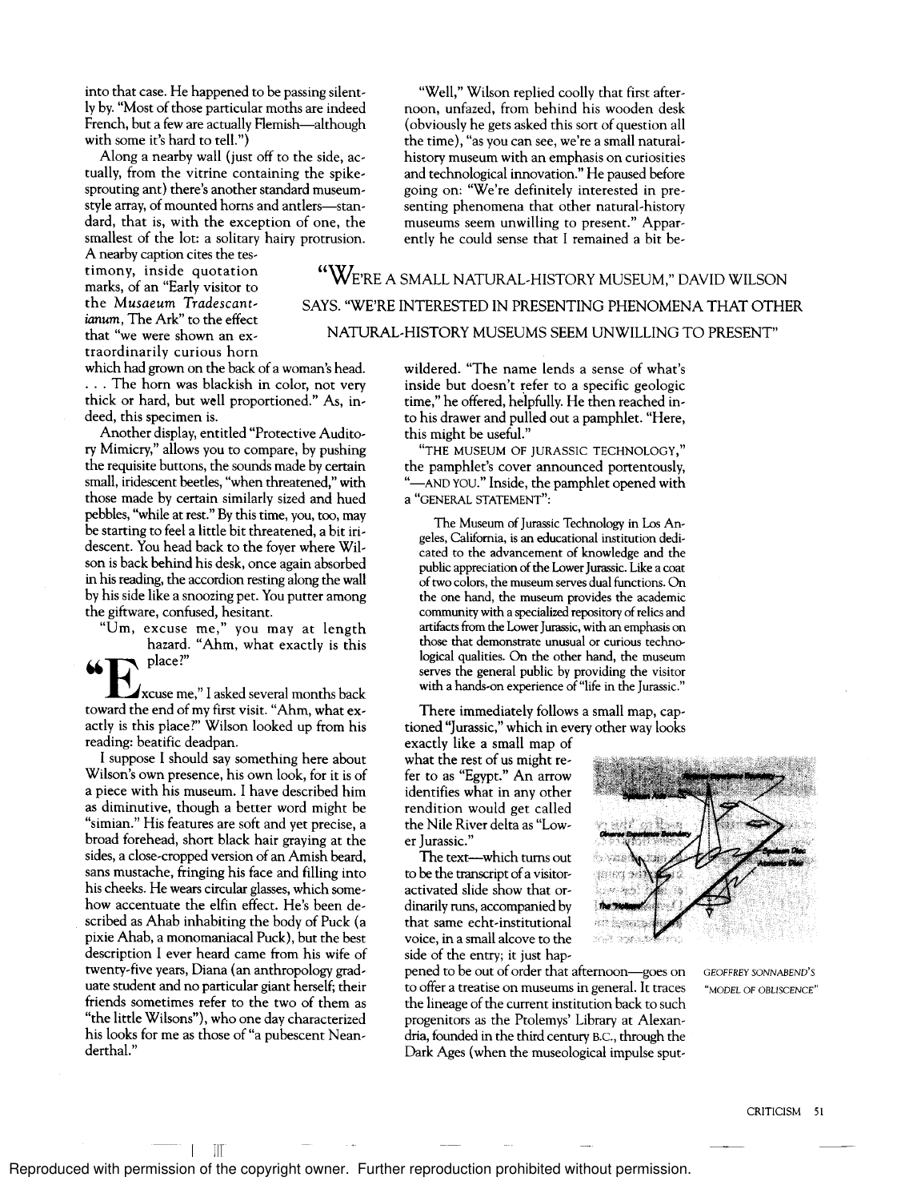into that case. He happened to be passing silently by. "Most of those particular moths are indeed French, but a few are actually Flemish—although with some it's hard to tell.")

Along a nearby wall (just off to the side, actually, from the vitrine containing the spike-sprouting ant) there's another standard museum-style array, of mounted horns and antlers—standard, that is, with the exception of one, the smallest of the lot: a solitary hairy protrusion. A nearby caption cites the testimony, inside quotation marks, of an "Early visitor to the *Musaeum Tradescantianum*, The Ark" to the effect that "we were shown an extraordinarily curious horn which had grown on the back of a woman's head. . . . The horn was blackish in color, not very thick or hard, but well proportioned." As, indeed, this specimen is.

Another display, entitled "Protective Auditory Mimicry," allows you to compare, by pushing the requisite buttons, the sounds made by certain small, iridescent beetles, "when threatened," with those made by certain similarly sized and hued pebbles, "while at rest." By this time, you, too, may be starting to feel a little bit threatened, a bit iridescent. You head back to the foyer where Wilson is back behind his desk, once again absorbed in his reading, the accordion resting along the wall by his side like a snoozing pet. You putter among the giftware, confused, hesitant.

"Um, excuse me," you may at length hazard. "Ahm, what exactly is this place?"

"Excuse me," I asked several months back toward the end of my first visit. "Ahm, what exactly is this place?" Wilson looked up from his reading: beatific deadpan.

I suppose I should say something here about Wilson's own presence, his own look, for it is of a piece with his museum. I have described him as diminutive, though a better word might be "simian." His features are soft and yet precise, a broad forehead, short black hair graying at the sides, a close-cropped version of an Amish beard, sans mustache, fringing his face and filling into his cheeks. He wears circular glasses, which somehow accentuate the elfin effect. He's been described as Ahab inhabiting the body of Puck (a pixie Ahab, a monomaniacal Puck), but the best description I ever heard came from his wife of twenty-five years, Diana (an anthropology graduate student and no particular giant herself; their friends sometimes refer to the two of them as "the little Wilsons"), who one day characterized his looks for me as those of "a pubescent Neanderthal."

"Well," Wilson replied coolly that first afternoon, unfazed, from behind his wooden desk (obviously he gets asked this sort of question all the time), "as you can see, we're a small natural-history museum with an emphasis on curiosities and technological innovation." He paused before going on: "We're definitely interested in presenting phenomena that other natural-history museums seem unwilling to present." Apparently he could sense that I remained a bit bewildered. "The name lends a sense of what's inside but doesn't refer to a specific geologic time," he offered, helpfully. He then reached into his drawer and pulled out a pamphlet. "Here, this might be useful."

"WE'RE A SMALL NATURAL-HISTORY MUSEUM," DAVID WILSON SAYS. "WE'RE INTERESTED IN PRESENTING PHENOMENA THAT OTHER NATURAL-HISTORY MUSEUMS SEEM UNWILLING TO PRESENT"

"THE MUSEUM OF JURASSIC TECHNOLOGY," the pamphlet's cover announced portentously, "—AND YOU." Inside, the pamphlet opened with a "GENERAL STATEMENT":

> The Museum of Jurassic Technology in Los Angeles, California, is an educational institution dedicated to the advancement of knowledge and the public appreciation of the Lower Jurassic. Like a coat of two colors, the museum serves dual functions. On the one hand, the museum provides the academic community with a specialized repository of relics and artifacts from the Lower Jurassic, with an emphasis on those that demonstrate unusual or curious technological qualities. On the other hand, the museum serves the general public by providing the visitor with a hands-on experience of "life in the Jurassic."

There immediately follows a small map, captioned "Jurassic," which in every other way looks exactly like a small map of what the rest of us might refer to as "Egypt." An arrow identifies what in any other rendition would get called the Nile River delta as "Lower Jurassic."

The text—which turns out to be the transcript of a visitor-activated slide show that ordinarily runs, accompanied by that same echt-institutional voice, in a small alcove to the side of the entry; it just happened to be out of order that afternoon—goes on to offer a treatise on museums in general. It traces the lineage of the current institution back to such progenitors as the Ptolemys' Library at Alexandria, founded in the third century B.C., through the Dark Ages (when the museological impulse sput-

GEOFFREY SONNABEND'S "MODEL OF OBLISCENCE"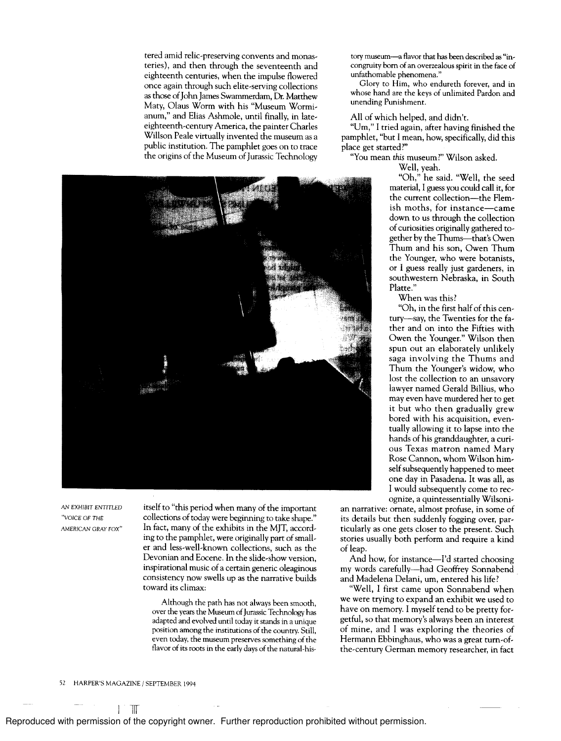tered amid relic-preserving convents and monasteries), and then through the seventeenth and eighteenth centuries, when the impulse flowered once again through such elite-serving collections as those of John James Swammerdam, Dr. Matthew Maty, Olaus Worm with his "Museum Wormianum," and Elias Ashmole, until finally, in late-eighteenth-century America, the painter Charles Willson Peale virtually invented the museum as a public institution. The pamphlet goes on to trace the origins of the Museum of Jurassic Technology itself to "this period when many of the important collections of today were beginning to take shape." In fact, many of the exhibits in the MJT, according to the pamphlet, were originally part of smaller and less-well-known collections, such as the Devonian and Eocene. In the slide-show version, inspirational music of a certain generic oleaginous consistency now swells up as the narrative builds toward its climax:

> Although the path has not always been smooth, over the years the Museum of Jurassic Technology has adapted and evolved until today it stands in a unique position among the institutions of the country. Still, even today, the museum preserves something of the flavor of its roots in the early days of the natural-history museum—a flavor that has been described as "incongruity born of an overzealous spirit in the face of unfathomable phenomena."
>
> Glory to Him, who endureth forever, and in whose hand are the keys of unlimited Pardon and unending Punishment.

AN EXHIBIT ENTITLED "VOICE OF THE AMERICAN GRAY FOX"

All of which helped, and didn't.

"Um," I tried again, after having finished the pamphlet, "but I mean, how, specifically, did this place get started?"

"You mean *this* museum?" Wilson asked.

Well, yeah.

"Oh," he said. "Well, the seed material, I guess you could call it, for the current collection—the Flemish moths, for instance—came down to us through the collection of curiosities originally gathered together by the Thums—that's Owen Thum and his son, Owen Thum the Younger, who were botanists, or I guess really just gardeners, in southwestern Nebraska, in South Platte."

When was this?

"Oh, in the first half of this century—say, the Twenties for the father and on into the Fifties with Owen the Younger." Wilson then spun out an elaborately unlikely saga involving the Thums and Thum the Younger's widow, who lost the collection to an unsavory lawyer named Gerald Billius, who may even have murdered her to get it but who then gradually grew bored with his acquisition, eventually allowing it to lapse into the hands of his granddaughter, a curious Texas matron named Mary Rose Cannon, whom Wilson himself subsequently happened to meet one day in Pasadena. It was all, as I would subsequently come to recognize, a quintessentially Wilsonian narrative: ornate, almost profuse, in some of its details but then suddenly fogging over, particularly as one gets closer to the present. Such stories usually both perform and require a kind of leap.

And how, for instance—I'd started choosing my words carefully—had Geoffrey Sonnabend and Madelena Delani, um, entered his life?

"Well, I first came upon Sonnabend when we were trying to expand an exhibit we used to have on memory. I myself tend to be pretty forgetful, so that memory's always been an interest of mine, and I was exploring the theories of Hermann Ebbinghaus, who was a great turn-of-the-century German memory researcher, in fact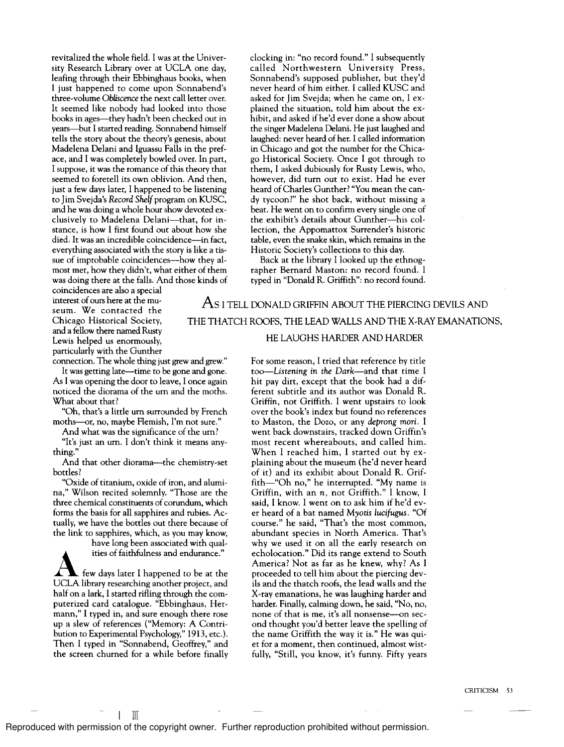revitalized the whole field. I was at the University Research Library over at UCLA one day, leafing through their Ebbinghaus books, when I just happened to come upon Sonnabend's three-volume *Obliscence* the next call letter over. It seemed like nobody had looked into those books in ages—they hadn't been checked out in years—but I started reading. Sonnabend himself tells the story about the theory's genesis, about Madelena Delani and Iguassu Falls in the preface, and I was completely bowled over. In part, I suppose, it was the romance of this theory that seemed to foretell its own oblivion. And then, just a few days later, I happened to be listening to Jim Svejda's *Record Shelf* program on KUSC, and he was doing a whole hour show devoted exclusively to Madelena Delani—that, for instance, is how I first found out about how she died. It was an incredible coincidence—in fact, everything associated with the story is like a tissue of improbable coincidences—how they almost met, how they didn't, what either of them was doing there at the falls. And those kinds of coincidences are also a special interest of ours here at the museum. We contacted the Chicago Historical Society, and a fellow there named Rusty Lewis helped us enormously, particularly with the Gunther connection. The whole thing just grew and grew."

It was getting late—time to be gone and gone. As I was opening the door to leave, I once again noticed the diorama of the urn and the moths. What about that?

"Oh, that's a little urn surrounded by French moths—or, no, maybe Flemish, I'm not sure."

And what was the significance of the urn?

"It's just an urn. I don't think it means anything."

And that other diorama—the chemistry-set bottles?

"Oxide of titanium, oxide of iron, and alumina," Wilson recited solemnly. "Those are the three chemical constituents of corundum, which forms the basis for all sapphires and rubies. Actually, we have the bottles out there because of the link to sapphires, which, as you may know, have long been associated with qualities of faithfulness and endurance."

A few days later I happened to be at the UCLA library researching another project, and half on a lark, I started rifling through the computerized card catalogue. "Ebbinghaus, Hermann," I typed in, and sure enough there rose up a slew of references ("Memory: A Contribution to Experimental Psychology," 1913, etc.). Then I typed in "Sonnabend, Geoffrey," and the screen churned for a while before finally clocking in: "no record found." I subsequently called Northwestern University Press, Sonnabend's supposed publisher, but they'd never heard of him either. I called KUSC and asked for Jim Svejda; when he came on, I explained the situation, told him about the exhibit, and asked if he'd ever done a show about the singer Madelena Delani. He just laughed and laughed: never heard of her. I called information in Chicago and got the number for the Chicago Historical Society. Once I got through to them, I asked dubiously for Rusty Lewis, who, however, did turn out to exist. Had he ever heard of Charles Gunther? "You mean the candy tycoon?" he shot back, without missing a beat. He went on to confirm every single one of the exhibit's details about Gunther—his collection, the Appomattox Surrender's historic table, even the snake skin, which remains in the Historic Society's collections to this day.

Back at the library I looked up the ethnographer Bernard Maston: no record found. I typed in "Donald R. Griffith": no record found.

## AS I TELL DONALD GRIFFIN ABOUT THE PIERCING DEVILS AND THE THATCH ROOFS, THE LEAD WALLS AND THE X-RAY EMANATIONS, HE LAUGHS HARDER AND HARDER

For some reason, I tried that reference by title too—*Listening in the Dark*—and that time I hit pay dirt, except that the book had a different subtitle and its author was Donald R. Griffin, not Griffith. I went upstairs to look over the book's index but found no references to Maston, the Dozo, or any *deprong mori*. I went back downstairs, tracked down Griffin's most recent whereabouts, and called him. When I reached him, I started out by explaining about the museum (he'd never heard of it) and its exhibit about Donald R. Griffith—"Oh no," he interrupted. "My name is Griffin, with an *n*, not Griffith." I know, I said, I know. I went on to ask him if he'd ever heard of a bat named *Myotis lucifugus*. "Of course," he said, "That's the most common, abundant species in North America. That's why we used it on all the early research on echolocation." Did its range extend to South America? Not as far as he knew, why? As I proceeded to tell him about the piercing devils and the thatch roofs, the lead walls and the X-ray emanations, he was laughing harder and harder. Finally, calming down, he said, "No, no, none of that is me, it's all nonsense—on second thought you'd better leave the spelling of the name Griffith the way it is." He was quiet for a moment, then continued, almost wistfully, "Still, you know, it's funny. Fifty years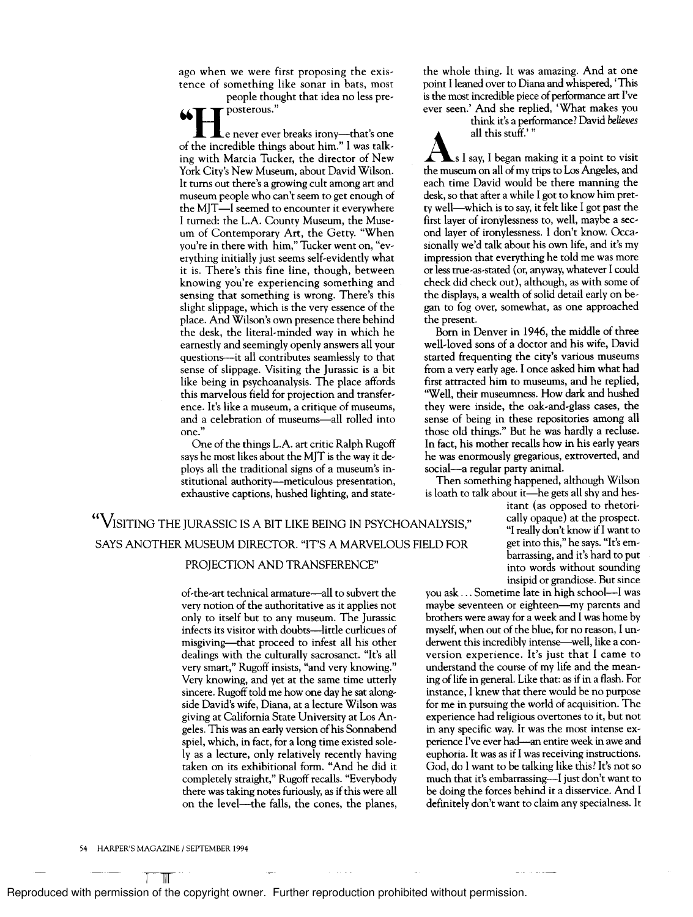ago when we were first proposing the existence of something like sonar in bats, most people thought that idea no less preposterous."

"He never ever breaks irony—that's one of the incredible things about him." I was talking with Marcia Tucker, the director of New York City's New Museum, about David Wilson. It turns out there's a growing cult among art and museum people who can't seem to get enough of the MJT—I seemed to encounter it everywhere I turned: the L.A. County Museum, the Museum of Contemporary Art, the Getty. "When you're in there with him," Tucker went on, "everything initially just seems self-evidently what it is. There's this fine line, though, between knowing you're experiencing something and sensing that something is wrong. There's this slight slippage, which is the very essence of the place. And Wilson's own presence there behind the desk, the literal-minded way in which he earnestly and seemingly openly answers all your questions—it all contributes seamlessly to that sense of slippage. Visiting the Jurassic is a bit like being in psychoanalysis. The place affords this marvelous field for projection and transference. It's like a museum, a critique of museums, and a celebration of museums—all rolled into one."

One of the things L.A. art critic Ralph Rugoff says he most likes about the MJT is the way it deploys all the traditional signs of a museum's institutional authority—meticulous presentation, exhaustive captions, hushed lighting, and state-of-the-art technical armature—all to subvert the very notion of the authoritative as it applies not only to itself but to any museum. The Jurassic infects its visitor with doubts—little curlicues of misgiving—that proceed to infest all his other dealings with the culturally sacrosanct. "It's all very smart," Rugoff insists, "and very knowing." Very knowing, and yet at the same time utterly sincere. Rugoff told me how one day he sat alongside David's wife, Diana, at a lecture Wilson was giving at California State University at Los Angeles. This was an early version of his Sonnabend spiel, which, in fact, for a long time existed solely as a lecture, only relatively recently having taken on its exhibitional form. "And he did it completely straight," Rugoff recalls. "Everybody there was taking notes furiously, as if this were all on the level—the falls, the cones, the planes, the whole thing. It was amazing. And at one point I leaned over to Diana and whispered, 'This is the most incredible piece of performance art I've ever seen.' And she replied, 'What makes you think it's a performance? David *believes* all this stuff.' "

"VISITING THE JURASSIC IS A BIT LIKE BEING IN PSYCHOANALYSIS," SAYS ANOTHER MUSEUM DIRECTOR. "IT'S A MARVELOUS FIELD FOR PROJECTION AND TRANSFERENCE"

As I say, I began making it a point to visit the museum on all of my trips to Los Angeles, and each time David would be there manning the desk, so that after a while I got to know him pretty well—which is to say, it felt like I got past the first layer of ironylessness to, well, maybe a second layer of ironylessness. I don't know. Occasionally we'd talk about his own life, and it's my impression that everything he told me was more or less true-as-stated (or, anyway, whatever I could check did check out), although, as with some of the displays, a wealth of solid detail early on began to fog over, somewhat, as one approached the present.

Born in Denver in 1946, the middle of three well-loved sons of a doctor and his wife, David started frequenting the city's various museums from a very early age. I once asked him what had first attracted him to museums, and he replied, "Well, their museumness. How dark and hushed they were inside, the oak-and-glass cases, the sense of being in these repositories among all those old things." But he was hardly a recluse. In fact, his mother recalls how in his early years he was enormously gregarious, extroverted, and social—a regular party animal.

Then something happened, although Wilson is loath to talk about it—he gets all shy and hesitant (as opposed to rhetorically opaque) at the prospect. "I really don't know if I want to get into this," he says. "It's embarrassing, and it's hard to put into words without sounding insipid or grandiose. But since you ask... Sometime late in high school—I was maybe seventeen or eighteen—my parents and brothers were away for a week and I was home by myself, when out of the blue, for no reason, I underwent this incredibly intense—well, like a conversion experience. It's just that I came to understand the course of my life and the meaning of life in general. Like that: as if in a flash. For instance, I knew that there would be no purpose for me in pursuing the world of acquisition. The experience had religious overtones to it, but not in any specific way. It was the most intense experience I've ever had—an entire week in awe and euphoria. It was as if I was receiving instructions. God, do I want to be talking like this? It's not so much that it's embarrassing—I just don't want to be doing the forces behind it a disservice. And I definitely don't want to claim any specialness. It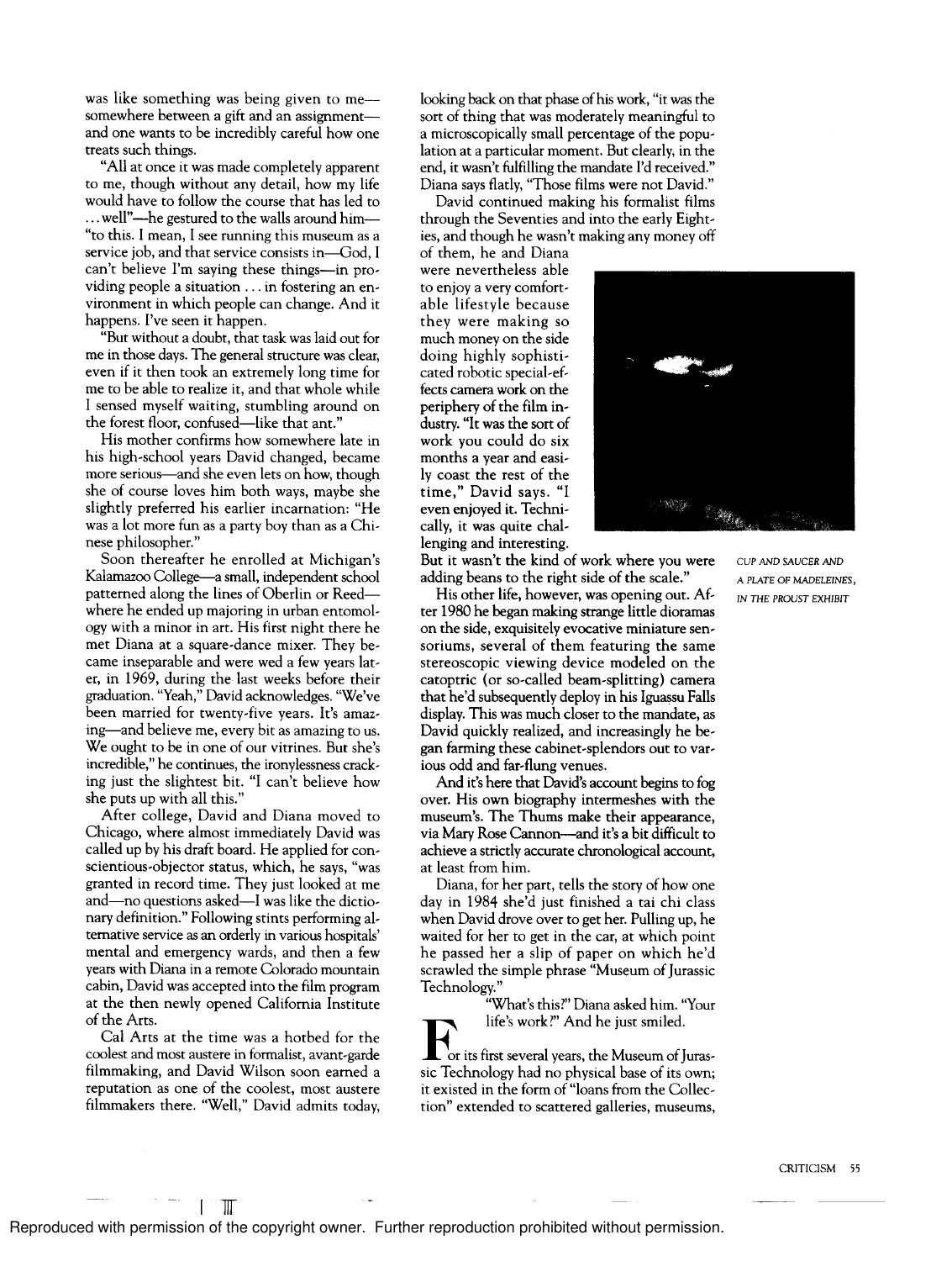was like something was being given to me—somewhere between a gift and an assignment—and one wants to be incredibly careful how one treats such things.

"All at once it was made completely apparent to me, though without any detail, how my life would have to follow the course that has led to . . . well"—he gestured to the walls around him—"to this. I mean, I see running this museum as a service job, and that service consists in—God, I can't believe I'm saying these things—in providing people a situation . . . in fostering an environment in which people can change. And it happens. I've seen it happen.

"But without a doubt, that task was laid out for me in those days. The general structure was clear, even if it then took an extremely long time for me to be able to realize it, and that whole while I sensed myself waiting, stumbling around on the forest floor, confused—like that ant."

His mother confirms how somewhere late in his high-school years David changed, became more serious—and she even lets on how, though she of course loves him both ways, maybe she slightly preferred his earlier incarnation: "He was a lot more fun as a party boy than as a Chinese philosopher."

Soon thereafter he enrolled at Michigan's Kalamazoo College—a small, independent school patterned along the lines of Oberlin or Reed—where he ended up majoring in urban entomology with a minor in art. His first night there he met Diana at a square-dance mixer. They became inseparable and were wed a few years later, in 1969, during the last weeks before their graduation. "Yeah," David acknowledges. "We've been married for twenty-five years. It's amazing—and believe me, every bit as amazing to us. We ought to be in one of our vitrines. But she's incredible," he continues, the ironylessness cracking just the slightest bit. "I can't believe how she puts up with all this."

After college, David and Diana moved to Chicago, where almost immediately David was called up by his draft board. He applied for conscientious-objector status, which, he says, "was granted in record time. They just looked at me and—no questions asked—I was like the dictionary definition." Following stints performing alternative service as an orderly in various hospitals' mental and emergency wards, and then a few years with Diana in a remote Colorado mountain cabin, David was accepted into the film program at the then newly opened California Institute of the Arts.

Cal Arts at the time was a hotbed for the coolest and most austere in formalist, avant-garde filmmaking, and David Wilson soon earned a reputation as one of the coolest, most austere filmmakers there. "Well," David admits today, looking back on that phase of his work, "it was the sort of thing that was moderately meaningful to a microscopically small percentage of the population at a particular moment. But clearly, in the end, it wasn't fulfilling the mandate I'd received." Diana says flatly, "Those films were not David."

David continued making his formalist films through the Seventies and into the early Eighties, and though he wasn't making any money off of them, he and Diana were nevertheless able to enjoy a very comfortable lifestyle because they were making so much money on the side doing highly sophisticated robotic special-effects camera work on the periphery of the film industry. "It was the sort of work you could do six months a year and easily coast the rest of the time," David says. "I even enjoyed it. Technically, it was quite challenging and interesting. But it wasn't the kind of work where you were adding beans to the right side of the scale."

CUP AND SAUCER AND A PLATE OF MADELEINES, IN THE PROUST EXHIBIT

His other life, however, was opening out. After 1980 he began making strange little dioramas on the side, exquisitely evocative miniature sensoriums, several of them featuring the same stereoscopic viewing device modeled on the catoptric (or so-called beam-splitting) camera that he'd subsequently deploy in his Iguassu Falls display. This was much closer to the mandate, as David quickly realized, and increasingly he began farming these cabinet-splendors out to various odd and far-flung venues.

And it's here that David's account begins to fog over. His own biography intermeshes with the museum's. The Thums make their appearance, via Mary Rose Cannon—and it's a bit difficult to achieve a strictly accurate chronological account, at least from him.

Diana, for her part, tells the story of how one day in 1984 she'd just finished a tai chi class when David drove over to get her. Pulling up, he waited for her to get in the car, at which point he passed her a slip of paper on which he'd scrawled the simple phrase "Museum of Jurassic Technology."

"What's this?" Diana asked him. "Your life's work?" And he just smiled.

For its first several years, the Museum of Jurassic Technology had no physical base of its own; it existed in the form of "loans from the Collection" extended to scattered galleries, museums,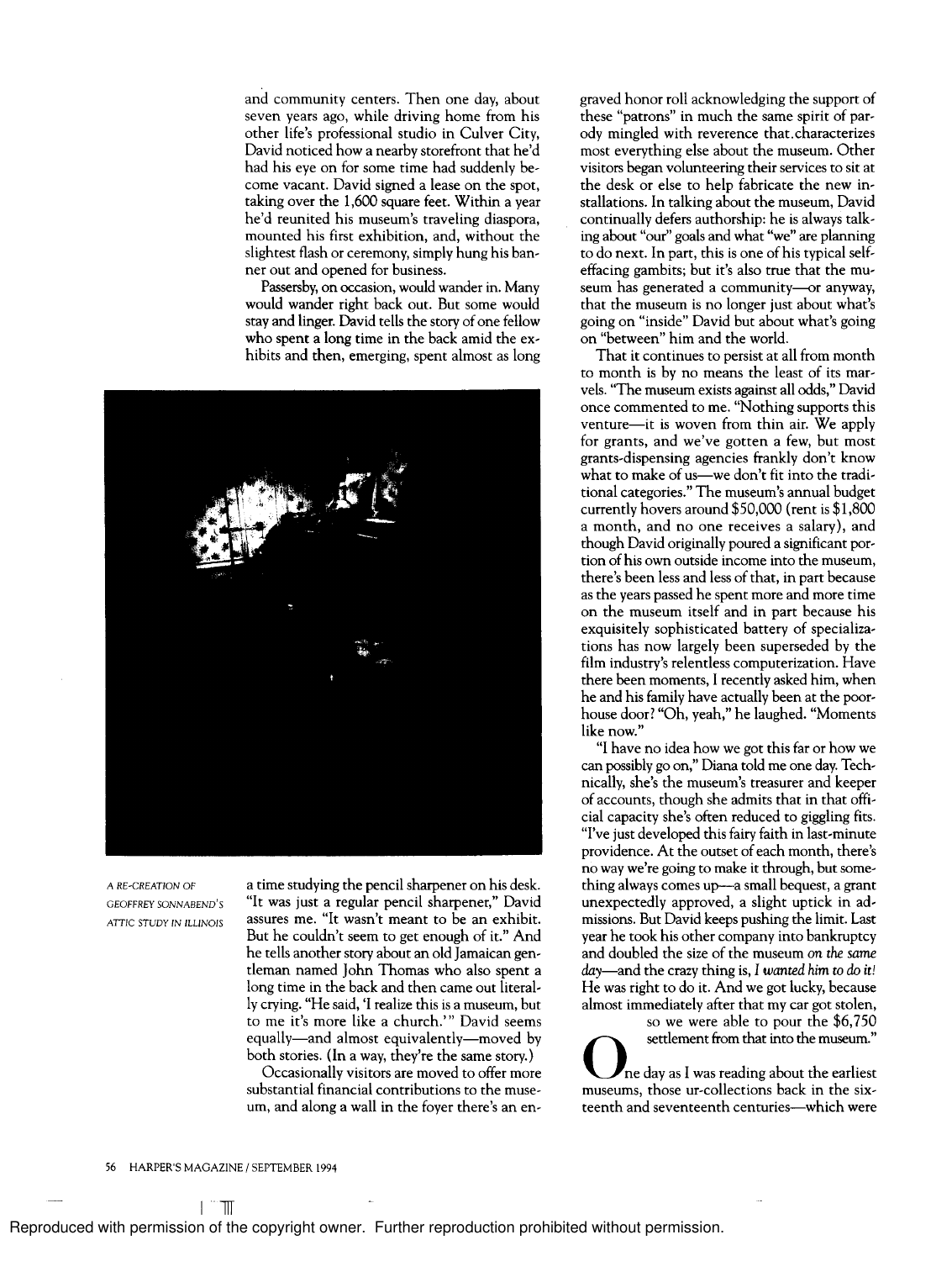and community centers. Then one day, about seven years ago, while driving home from his other life's professional studio in Culver City, David noticed how a nearby storefront that he'd had his eye on for some time had suddenly become vacant. David signed a lease on the spot, taking over the 1,600 square feet. Within a year he'd reunited his museum's traveling diaspora, mounted his first exhibition, and, without the slightest flash or ceremony, simply hung his banner out and opened for business.

Passersby, on occasion, would wander in. Many would wander right back out. But some would stay and linger. David tells the story of one fellow who spent a long time in the back amid the exhibits and then, emerging, spent almost as long a time studying the pencil sharpener on his desk. "It was just a regular pencil sharpener," David assures me. "It wasn't meant to be an exhibit. But he couldn't seem to get enough of it." And he tells another story about an old Jamaican gentleman named John Thomas who also spent a long time in the back and then came out literally crying. "He said, 'I realize this is a museum, but to me it's more like a church.'" David seems equally—and almost equivalently—moved by both stories. (In a way, they're the same story.)

A RE-CREATION OF GEOFFREY SONNABEND'S ATTIC STUDY IN ILLINOIS

Occasionally visitors are moved to offer more substantial financial contributions to the museum, and along a wall in the foyer there's an engraved honor roll acknowledging the support of these "patrons" in much the same spirit of parody mingled with reverence that characterizes most everything else about the museum. Other visitors began volunteering their services to sit at the desk or else to help fabricate the new installations. In talking about the museum, David continually defers authorship: he is always talking about "our" goals and what "we" are planning to do next. In part, this is one of his typical self-effacing gambits; but it's also true that the museum has generated a community—or anyway, that the museum is no longer just about what's going on "inside" David but about what's going on "between" him and the world.

That it continues to persist at all from month to month is by no means the least of its marvels. "The museum exists against all odds," David once commented to me. "Nothing supports this venture—it is woven from thin air. We apply for grants, and we've gotten a few, but most grants-dispensing agencies frankly don't know what to make of us—we don't fit into the traditional categories." The museum's annual budget currently hovers around $50,000 (rent is $1,800 a month, and no one receives a salary), and though David originally poured a significant portion of his own outside income into the museum, there's been less and less of that, in part because as the years passed he spent more and more time on the museum itself and in part because his exquisitely sophisticated battery of specializations has now largely been superseded by the film industry's relentless computerization. Have there been moments, I recently asked him, when he and his family have actually been at the poorhouse door? "Oh, yeah," he laughed. "Moments like now."

"I have no idea how we got this far or how we can possibly go on," Diana told me one day. Technically, she's the museum's treasurer and keeper of accounts, though she admits that in that official capacity she's often reduced to giggling fits. "I've just developed this fairy faith in last-minute providence. At the outset of each month, there's no way we're going to make it through, but something always comes up—a small bequest, a grant unexpectedly approved, a slight uptick in admissions. But David keeps pushing the limit. Last year he took his other company into bankruptcy and doubled the size of the museum *on the same day*—and the crazy thing is, *I wanted him to do it!* He was right to do it. And we got lucky, because almost immediately after that my car got stolen, so we were able to pour the $6,750 settlement from that into the museum."

One day as I was reading about the earliest museums, those ur-collections back in the sixteenth and seventeenth centuries—which were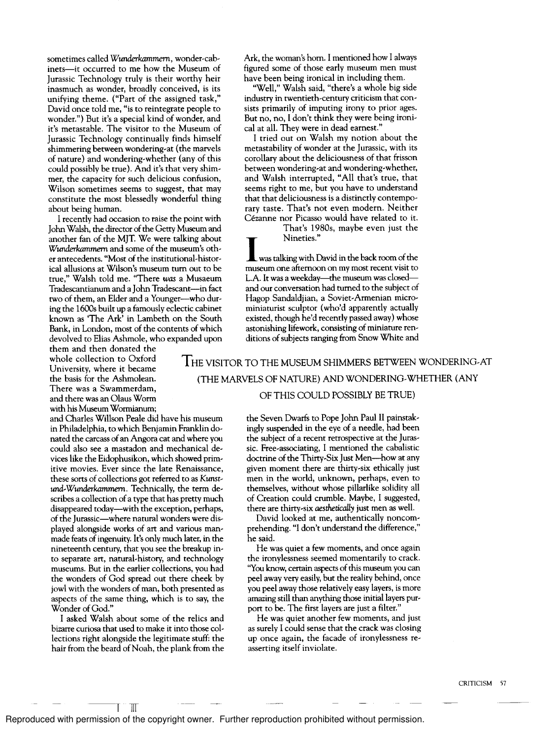sometimes called *Wunderkammern*, wonder-cabinets—it occurred to me how the Museum of Jurassic Technology truly is their worthy heir inasmuch as wonder, broadly conceived, is its unifying theme. ("Part of the assigned task," David once told me, "is to reintegrate people to wonder.") But it's a special kind of wonder, and it's metastable. The visitor to the Museum of Jurassic Technology continually finds himself shimmering between wondering-at (the marvels of nature) and wondering-whether (any of this could possibly be true). And it's that very shimmer, the capacity for such delicious confusion, Wilson sometimes seems to suggest, that may constitute the most blessedly wonderful thing about being human.

I recently had occasion to raise the point with John Walsh, the director of the Getty Museum and another fan of the MJT. We were talking about *Wunderkammern* and some of the museum's other antecedents. "Most of the institutional-historical allusions at Wilson's museum turn out to be true," Walsh told me. "There *was* a Musaeum Tradescantianum and a John Tradescant—in fact two of them, an Elder and a Younger—who during the 1600s built up a famously eclectic cabinet known as 'The Ark' in Lambeth on the South Bank, in London, most of the contents of which devolved to Elias Ashmole, who expanded upon them and then donated the whole collection to Oxford University, where it became the basis for the Ashmolean. There was a Swammerdam, and there was an Olaus Worm with his Museum Wormianum; and Charles Willson Peale did have his museum in Philadelphia, to which Benjamin Franklin donated the carcass of an Angora cat and where you could also see a mastadon and mechanical devices like the Eidophusikon, which showed primitive movies. Ever since the late Renaissance, these sorts of collections got referred to as *Kunst-und-Wunderkammern*. Technically, the term describes a collection of a type that has pretty much disappeared today—with the exception, perhaps, of the Jurassic—where natural wonders were displayed alongside works of art and various man-made feats of ingenuity. It's only much later, in the nineteenth century, that you see the breakup into separate art, natural-history, and technology museums. But in the earlier collections, you had the wonders of God spread out there cheek by jowl with the wonders of man, both presented as aspects of the same thing, which is to say, the Wonder of God."

I asked Walsh about some of the relics and bizarre curiosa that used to make it into those collections right alongside the legitimate stuff: the hair from the beard of Noah, the plank from the Ark, the woman's horn. I mentioned how I always figured some of those early museum men must have been being ironical in including them.

"Well," Walsh said, "there's a whole big side industry in twentieth-century criticism that consists primarily of imputing irony to prior ages. But no, no, I don't think they were being ironical at all. They were in dead earnest."

I tried out on Walsh my notion about the metastability of wonder at the Jurassic, with its corollary about the deliciousness of that frisson between wondering-at and wondering-whether, and Walsh interrupted, "All that's true, that seems right to me, but you have to understand that that deliciousness is a distinctly contemporary taste. That's not even modern. Neither Cézanne nor Picasso would have related to it. That's 1980s, maybe even just the Nineties."

**THE VISITOR TO THE MUSEUM SHIMMERS BETWEEN WONDERING-AT (THE MARVELS OF NATURE) AND WONDERING-WHETHER (ANY OF THIS COULD POSSIBLY BE TRUE)**

I was talking with David in the back room of the museum one afternoon on my most recent visit to L.A. It was a weekday—the museum was closed—and our conversation had turned to the subject of Hagop Sandaldjian, a Soviet-Armenian micro-miniaturist sculptor (who'd apparently actually existed, though he'd recently passed away) whose astonishing lifework, consisting of miniature renditions of subjects ranging from Snow White and the Seven Dwarfs to Pope John Paul II painstakingly suspended in the eye of a needle, had been the subject of a recent retrospective at the Jurassic. Free-associating, I mentioned the cabalistic doctrine of the Thirty-Six Just Men—how at any given moment there are thirty-six ethically just men in the world, unknown, perhaps, even to themselves, without whose pillarlike solidity all of Creation could crumble. Maybe, I suggested, there are thirty-six *aesthetically* just men as well.

David looked at me, authentically noncomprehending. "I don't understand the difference," he said.

He was quiet a few moments, and once again the ironylessness seemed momentarily to crack. "You know, certain aspects of this museum you can peel away very easily, but the reality behind, once you peel away those relatively easy layers, is more amazing still than anything those initial layers purport to be. The first layers are just a filter."

He was quiet another few moments, and just as surely I could sense that the crack was closing up once again, the facade of ironylessness reasserting itself inviolate.

Reproduced with permission of the copyright owner. Further reproduction prohibited without permission.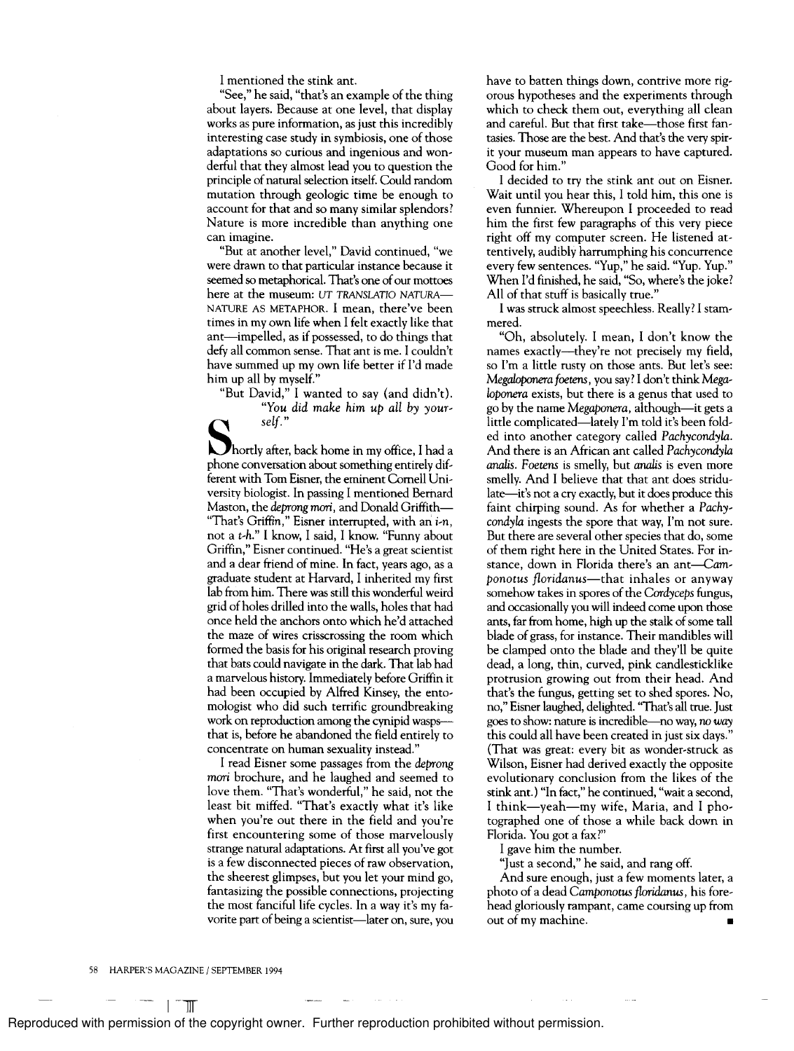I mentioned the stink ant.

"See," he said, "that's an example of the thing about layers. Because at one level, that display works as pure information, as just this incredibly interesting case study in symbiosis, one of those adaptations so curious and ingenious and wonderful that they almost lead you to question the principle of natural selection itself. Could random mutation through geologic time be enough to account for that and so many similar splendors? Nature is more incredible than anything one can imagine.

"But at another level," David continued, "we were drawn to that particular instance because it seemed so metaphorical. That's one of our mottoes here at the museum: UT TRANSLATIO NATURA—NATURE AS METAPHOR. I mean, there've been times in my own life when I felt exactly like that ant—impelled, as if possessed, to do things that defy all common sense. That ant is me. I couldn't have summed up my own life better if I'd made him up all by myself."

"But David," I wanted to say (and didn't). *"You did make him up all by yourself."*

Shortly after, back home in my office, I had a phone conversation about something entirely different with Tom Eisner, the eminent Cornell University biologist. In passing I mentioned Bernard Maston, the *deprong mori*, and Donald Griffith—"That's Griffin," Eisner interrupted, with an *i-n*, not a *t-h*." I know, I said, I know. "Funny about Griffin," Eisner continued. "He's a great scientist and a dear friend of mine. In fact, years ago, as a graduate student at Harvard, I inherited my first lab from him. There was still this wonderful weird grid of holes drilled into the walls, holes that had once held the anchors onto which he'd attached the maze of wires crisscrossing the room which formed the basis for his original research proving that bats could navigate in the dark. That lab had a marvelous history. Immediately before Griffin it had been occupied by Alfred Kinsey, the entomologist who did such terrific groundbreaking work on reproduction among the cynipid wasps—that is, before he abandoned the field entirely to concentrate on human sexuality instead."

I read Eisner some passages from the *deprong mori* brochure, and he laughed and seemed to love them. "That's wonderful," he said, not the least bit miffed. "That's exactly what it's like when you're out there in the field and you're first encountering some of those marvelously strange natural adaptations. At first all you've got is a few disconnected pieces of raw observation, the sheerest glimpses, but you let your mind go, fantasizing the possible connections, projecting the most fanciful life cycles. In a way it's my favorite part of being a scientist—later on, sure, you have to batten things down, contrive more rigorous hypotheses and the experiments through which to check them out, everything all clean and careful. But that first take—those first fantasies. Those are the best. And that's the very spirit your museum man appears to have captured. Good for him."

I decided to try the stink ant out on Eisner. Wait until you hear this, I told him, this one is even funnier. Whereupon I proceeded to read him the first few paragraphs of this very piece right off my computer screen. He listened attentively, audibly harrumphing his concurrence every few sentences. "Yup," he said. "Yup. Yup." When I'd finished, he said, "So, where's the joke? All of that stuff is basically true."

I was struck almost speechless. Really? I stammered.

"Oh, absolutely. I mean, I don't know the names exactly—they're not precisely my field, so I'm a little rusty on those ants. But let's see: *Megaloponera foetens*, you say? I don't think *Megaloponera* exists, but there is a genus that used to go by the name *Megaponera*, although—it gets a little complicated—lately I'm told it's been folded into another category called *Pachycondyla*. And there is an African ant called *Pachycondyla analis*. *Foetens* is smelly, but *analis* is even more smelly. And I believe that that ant does stridulate—it's not a cry exactly, but it does produce this faint chirping sound. As for whether a *Pachycondyla* ingests the spore that way, I'm not sure. But there are several other species that do, some of them right here in the United States. For instance, down in Florida there's an ant—*Camponotus floridanus*—that inhales or anyway somehow takes in spores of the *Cordyceps* fungus, and occasionally you will indeed come upon those ants, far from home, high up the stalk of some tall blade of grass, for instance. Their mandibles will be clamped onto the blade and they'll be quite dead, a long, thin, curved, pink candlesticklike protrusion growing out from their head. And that's the fungus, getting set to shed spores. No, no," Eisner laughed, delighted. "That's all true. Just goes to show: nature is incredible—no way, *no way* this could all have been created in just six days." (That was great: every bit as wonder-struck as Wilson, Eisner had derived exactly the opposite evolutionary conclusion from the likes of the stink ant.) "In fact," he continued, "wait a second, I think—yeah—my wife, Maria, and I photographed one of those a while back down in Florida. You got a fax?"

I gave him the number.

"Just a second," he said, and rang off.

And sure enough, just a few moments later, a photo of a dead *Camponotus floridanus*, his forehead gloriously rampant, came coursing up from out of my machine. ■